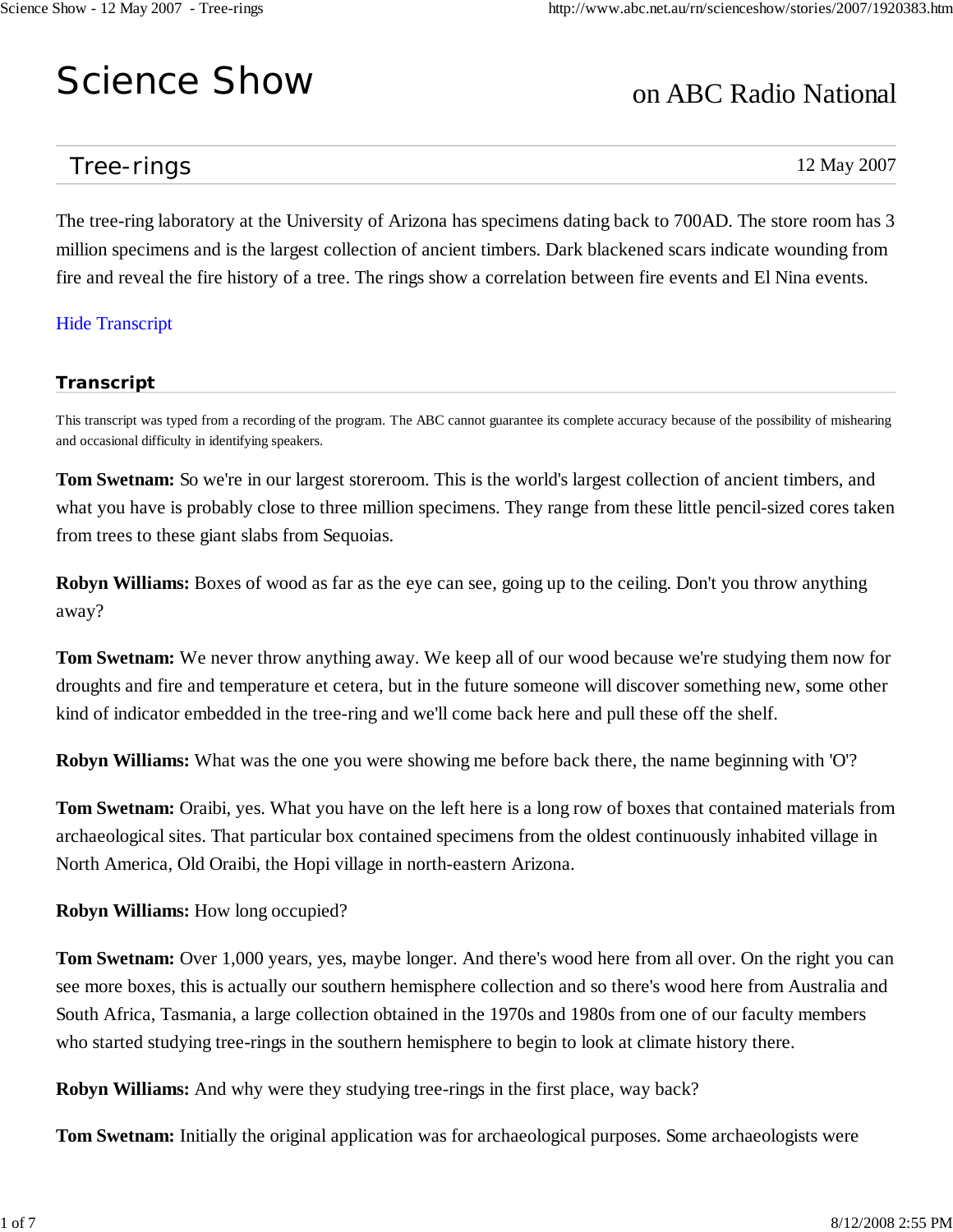# Science Show

on ABC Radio National

## Tree-rings

12 May 2007

The tree-ring laboratory at the University of Arizona has specimens dating back to 700AD. The store room has 3 million specimens and is the largest collection of ancient timbers. Dark blackened scars indicate wounding from fire and reveal the fire history of a tree. The rings show a correlation between fire events and El Nina events.

Hide Transcript

### Transcript

This transcript was typed from a recording of the program. The ABC cannot guarantee its complete accuracy because of the possibility of mishearing and occasional difficulty in identifying speakers.

**Tom Swetnam:** So we're in our largest storeroom. This is the world's largest collection of ancient timbers, and what you have is probably close to three million specimens. They range from these little pencil-sized cores taken from trees to these giant slabs from Sequoias.

**Robyn Williams:** Boxes of wood as far as the eye can see, going up to the ceiling. Don't you throw anything away?

**Tom Swetnam:** We never throw anything away. We keep all of our wood because we're studying them now for droughts and fire and temperature et cetera, but in the future someone will discover something new, some other kind of indicator embedded in the tree-ring and we'll come back here and pull these off the shelf.

**Robyn Williams:** What was the one you were showing me before back there, the name beginning with 'O'?

**Tom Swetnam:** Oraibi, yes. What you have on the left here is a long row of boxes that contained materials from archaeological sites. That particular box contained specimens from the oldest continuously inhabited village in North America, Old Oraibi, the Hopi village in north-eastern Arizona.

**Robyn Williams:** How long occupied?

**Tom Swetnam:** Over 1,000 years, yes, maybe longer. And there's wood here from all over. On the right you can see more boxes, this is actually our southern hemisphere collection and so there's wood here from Australia and South Africa, Tasmania, a large collection obtained in the 1970s and 1980s from one of our faculty members who started studying tree-rings in the southern hemisphere to begin to look at climate history there.

**Robyn Williams:** And why were they studying tree-rings in the first place, way back?

**Tom Swetnam:** Initially the original application was for archaeological purposes. Some archaeologists were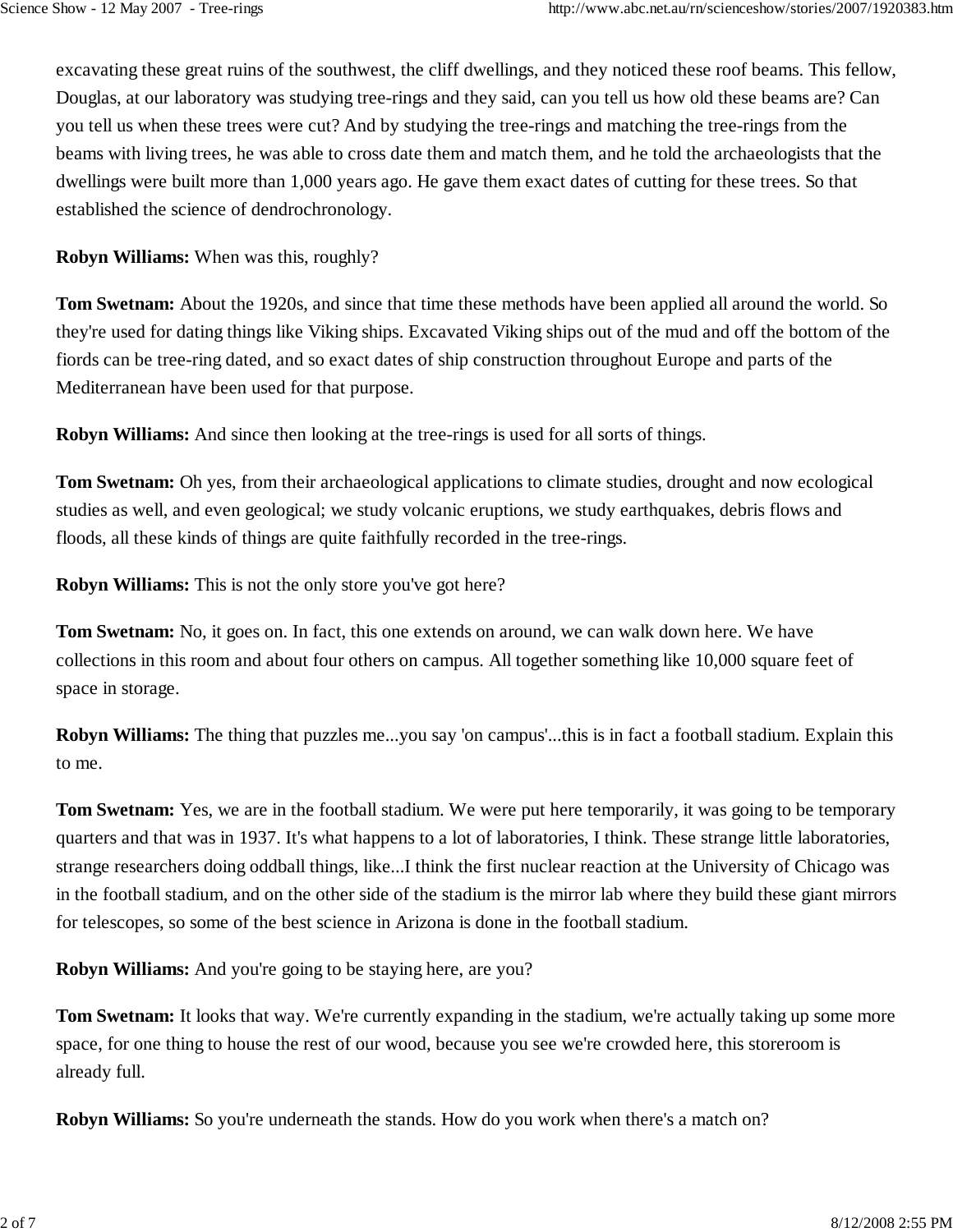excavating these great ruins of the southwest, the cliff dwellings, and they noticed these roof beams. This fellow, Douglas, at our laboratory was studying tree-rings and they said, can you tell us how old these beams are? Can you tell us when these trees were cut? And by studying the tree-rings and matching the tree-rings from the beams with living trees, he was able to cross date them and match them, and he told the archaeologists that the dwellings were built more than 1,000 years ago. He gave them exact dates of cutting for these trees. So that established the science of dendrochronology.

**Robyn Williams:** When was this, roughly?

**Tom Swetnam:** About the 1920s, and since that time these methods have been applied all around the world. So they're used for dating things like Viking ships. Excavated Viking ships out of the mud and off the bottom of the fiords can be tree-ring dated, and so exact dates of ship construction throughout Europe and parts of the Mediterranean have been used for that purpose.

**Robyn Williams:** And since then looking at the tree-rings is used for all sorts of things.

**Tom Swetnam:** Oh yes, from their archaeological applications to climate studies, drought and now ecological studies as well, and even geological; we study volcanic eruptions, we study earthquakes, debris flows and floods, all these kinds of things are quite faithfully recorded in the tree-rings.

**Robyn Williams:** This is not the only store you've got here?

**Tom Swetnam:** No, it goes on. In fact, this one extends on around, we can walk down here. We have collections in this room and about four others on campus. All together something like 10,000 square feet of space in storage.

**Robyn Williams:** The thing that puzzles me...you say 'on campus'...this is in fact a football stadium. Explain this to me.

**Tom Swetnam:** Yes, we are in the football stadium. We were put here temporarily, it was going to be temporary quarters and that was in 1937. It's what happens to a lot of laboratories, I think. These strange little laboratories, strange researchers doing oddball things, like...I think the first nuclear reaction at the University of Chicago was in the football stadium, and on the other side of the stadium is the mirror lab where they build these giant mirrors for telescopes, so some of the best science in Arizona is done in the football stadium.

**Robyn Williams:** And you're going to be staying here, are you?

**Tom Swetnam:** It looks that way. We're currently expanding in the stadium, we're actually taking up some more space, for one thing to house the rest of our wood, because you see we're crowded here, this storeroom is already full.

**Robyn Williams:** So you're underneath the stands. How do you work when there's a match on?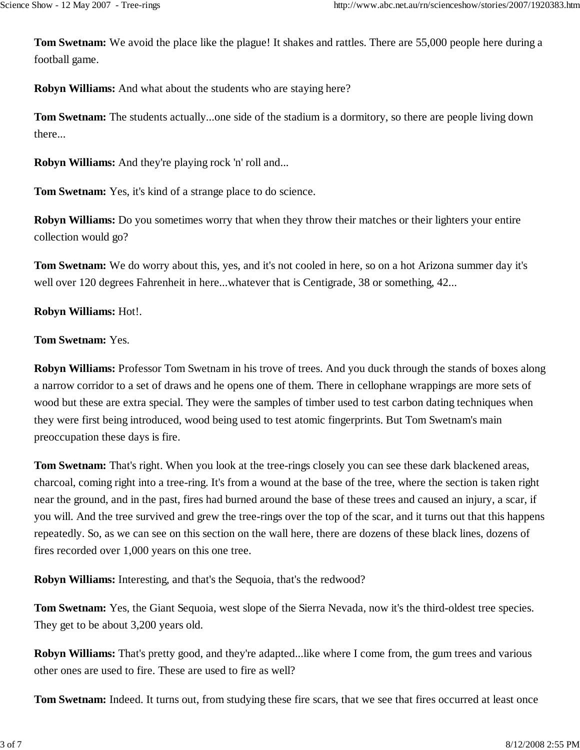**Tom Swetnam:** We avoid the place like the plague! It shakes and rattles. There are 55,000 people here during a football game.

**Robyn Williams:** And what about the students who are staying here?

**Tom Swetnam:** The students actually...one side of the stadium is a dormitory, so there are people living down there...

**Robyn Williams:** And they're playing rock 'n' roll and...

**Tom Swetnam:** Yes, it's kind of a strange place to do science.

**Robyn Williams:** Do you sometimes worry that when they throw their matches or their lighters your entire collection would go?

**Tom Swetnam:** We do worry about this, yes, and it's not cooled in here, so on a hot Arizona summer day it's well over 120 degrees Fahrenheit in here...whatever that is Centigrade, 38 or something, 42...

**Robyn Williams:** Hot!.

**Tom Swetnam:** Yes.

**Robyn Williams:** Professor Tom Swetnam in his trove of trees. And you duck through the stands of boxes along a narrow corridor to a set of draws and he opens one of them. There in cellophane wrappings are more sets of wood but these are extra special. They were the samples of timber used to test carbon dating techniques when they were first being introduced, wood being used to test atomic fingerprints. But Tom Swetnam's main preoccupation these days is fire.

**Tom Swetnam:** That's right. When you look at the tree-rings closely you can see these dark blackened areas, charcoal, coming right into a tree-ring. It's from a wound at the base of the tree, where the section is taken right near the ground, and in the past, fires had burned around the base of these trees and caused an injury, a scar, if you will. And the tree survived and grew the tree-rings over the top of the scar, and it turns out that this happens repeatedly. So, as we can see on this section on the wall here, there are dozens of these black lines, dozens of fires recorded over 1,000 years on this one tree.

**Robyn Williams:** Interesting, and that's the Sequoia, that's the redwood?

**Tom Swetnam:** Yes, the Giant Sequoia, west slope of the Sierra Nevada, now it's the third-oldest tree species. They get to be about 3,200 years old.

**Robyn Williams:** That's pretty good, and they're adapted...like where I come from, the gum trees and various other ones are used to fire. These are used to fire as well?

**Tom Swetnam:** Indeed. It turns out, from studying these fire scars, that we see that fires occurred at least once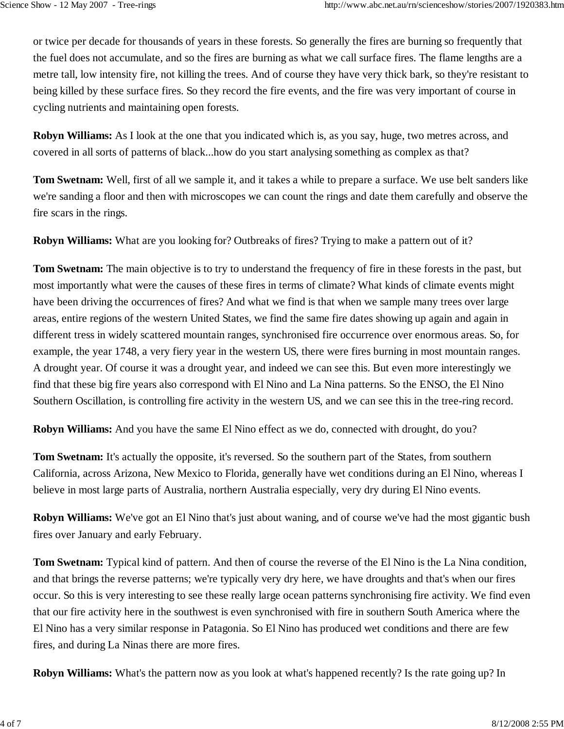or twice per decade for thousands of years in these forests. So generally the fires are burning so frequently that the fuel does not accumulate, and so the fires are burning as what we call surface fires. The flame lengths are a metre tall, low intensity fire, not killing the trees. And of course they have very thick bark, so they're resistant to being killed by these surface fires. So they record the fire events, and the fire was very important of course in cycling nutrients and maintaining open forests.

**Robyn Williams:** As I look at the one that you indicated which is, as you say, huge, two metres across, and covered in all sorts of patterns of black...how do you start analysing something as complex as that?

**Tom Swetnam:** Well, first of all we sample it, and it takes a while to prepare a surface. We use belt sanders like we're sanding a floor and then with microscopes we can count the rings and date them carefully and observe the fire scars in the rings.

**Robyn Williams:** What are you looking for? Outbreaks of fires? Trying to make a pattern out of it?

**Tom Swetnam:** The main objective is to try to understand the frequency of fire in these forests in the past, but most importantly what were the causes of these fires in terms of climate? What kinds of climate events might have been driving the occurrences of fires? And what we find is that when we sample many trees over large areas, entire regions of the western United States, we find the same fire dates showing up again and again in different tress in widely scattered mountain ranges, synchronised fire occurrence over enormous areas. So, for example, the year 1748, a very fiery year in the western US, there were fires burning in most mountain ranges. A drought year. Of course it was a drought year, and indeed we can see this. But even more interestingly we find that these big fire years also correspond with El Nino and La Nina patterns. So the ENSO, the El Nino Southern Oscillation, is controlling fire activity in the western US, and we can see this in the tree-ring record.

**Robyn Williams:** And you have the same El Nino effect as we do, connected with drought, do you?

**Tom Swetnam:** It's actually the opposite, it's reversed. So the southern part of the States, from southern California, across Arizona, New Mexico to Florida, generally have wet conditions during an El Nino, whereas I believe in most large parts of Australia, northern Australia especially, very dry during El Nino events.

**Robyn Williams:** We've got an El Nino that's just about waning, and of course we've had the most gigantic bush fires over January and early February.

**Tom Swetnam:** Typical kind of pattern. And then of course the reverse of the El Nino is the La Nina condition, and that brings the reverse patterns; we're typically very dry here, we have droughts and that's when our fires occur. So this is very interesting to see these really large ocean patterns synchronising fire activity. We find even that our fire activity here in the southwest is even synchronised with fire in southern South America where the El Nino has a very similar response in Patagonia. So El Nino has produced wet conditions and there are few fires, and during La Ninas there are more fires.

**Robyn Williams:** What's the pattern now as you look at what's happened recently? Is the rate going up? In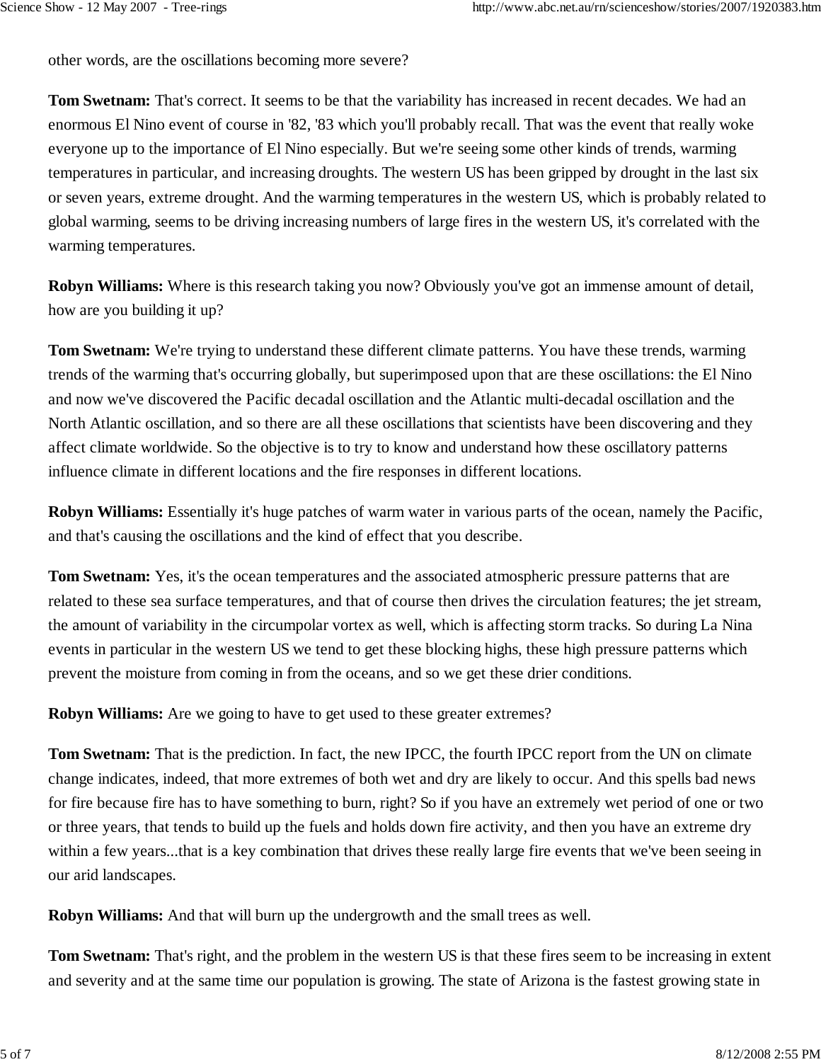other words, are the oscillations becoming more severe?

**Tom Swetnam:** That's correct. It seems to be that the variability has increased in recent decades. We had an enormous El Nino event of course in '82, '83 which you'll probably recall. That was the event that really woke everyone up to the importance of El Nino especially. But we're seeing some other kinds of trends, warming temperatures in particular, and increasing droughts. The western US has been gripped by drought in the last six or seven years, extreme drought. And the warming temperatures in the western US, which is probably related to global warming, seems to be driving increasing numbers of large fires in the western US, it's correlated with the warming temperatures.

**Robyn Williams:** Where is this research taking you now? Obviously you've got an immense amount of detail, how are you building it up?

**Tom Swetnam:** We're trying to understand these different climate patterns. You have these trends, warming trends of the warming that's occurring globally, but superimposed upon that are these oscillations: the El Nino and now we've discovered the Pacific decadal oscillation and the Atlantic multi-decadal oscillation and the North Atlantic oscillation, and so there are all these oscillations that scientists have been discovering and they affect climate worldwide. So the objective is to try to know and understand how these oscillatory patterns influence climate in different locations and the fire responses in different locations.

**Robyn Williams:** Essentially it's huge patches of warm water in various parts of the ocean, namely the Pacific, and that's causing the oscillations and the kind of effect that you describe.

**Tom Swetnam:** Yes, it's the ocean temperatures and the associated atmospheric pressure patterns that are related to these sea surface temperatures, and that of course then drives the circulation features; the jet stream, the amount of variability in the circumpolar vortex as well, which is affecting storm tracks. So during La Nina events in particular in the western US we tend to get these blocking highs, these high pressure patterns which prevent the moisture from coming in from the oceans, and so we get these drier conditions.

**Robyn Williams:** Are we going to have to get used to these greater extremes?

**Tom Swetnam:** That is the prediction. In fact, the new IPCC, the fourth IPCC report from the UN on climate change indicates, indeed, that more extremes of both wet and dry are likely to occur. And this spells bad news for fire because fire has to have something to burn, right? So if you have an extremely wet period of one or two or three years, that tends to build up the fuels and holds down fire activity, and then you have an extreme dry within a few years...that is a key combination that drives these really large fire events that we've been seeing in our arid landscapes.

**Robyn Williams:** And that will burn up the undergrowth and the small trees as well.

**Tom Swetnam:** That's right, and the problem in the western US is that these fires seem to be increasing in extent and severity and at the same time our population is growing. The state of Arizona is the fastest growing state in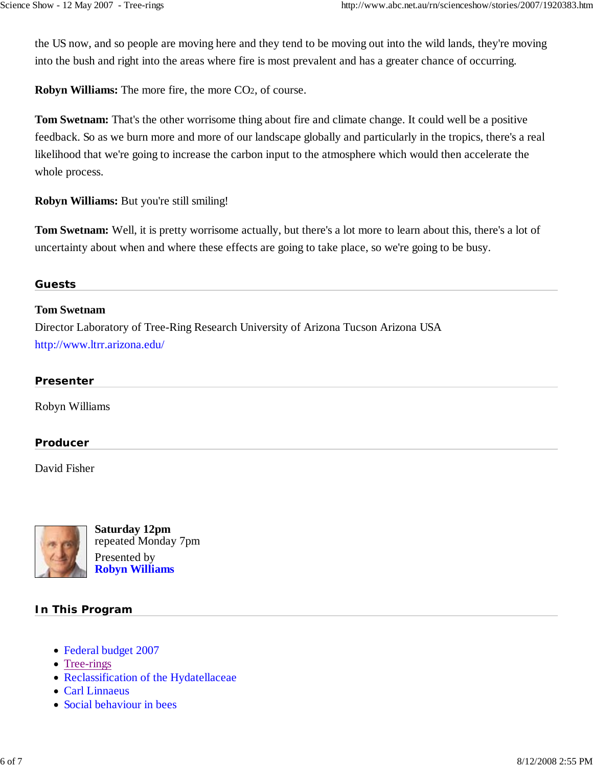the US now, and so people are moving here and they tend to be moving out into the wild lands, they're moving into the bush and right into the areas where fire is most prevalent and has a greater chance of occurring.

**Robyn Williams:** The more fire, the more $CO_2$, of course.

**Tom Swetnam:** That's the other worrisome thing about fire and climate change. It could well be a positive feedback. So as we burn more and more of our landscape globally and particularly in the tropics, there's a real likelihood that we're going to increase the carbon input to the atmosphere which would then accelerate the whole process.

**Robyn Williams:** But you're still smiling!

**Tom Swetnam:** Well, it is pretty worrisome actually, but there's a lot more to learn about this, there's a lot of uncertainty about when and where these effects are going to take place, so we're going to be busy.

## Guests

**Tom Swetnam**
Director Laboratory of Tree-Ring Research University of Arizona Tucson Arizona USA
http://www.ltrr.arizona.edu/

## Presenter

Robyn Williams

## Producer

David Fisher

**Saturday 12pm**
repeated Monday 7pm
Presented by
**Robyn Williams**

## In This Program

- Federal budget 2007
- Tree-rings
- Reclassification of the Hydatellaceae
- Carl Linnaeus
- Social behaviour in bees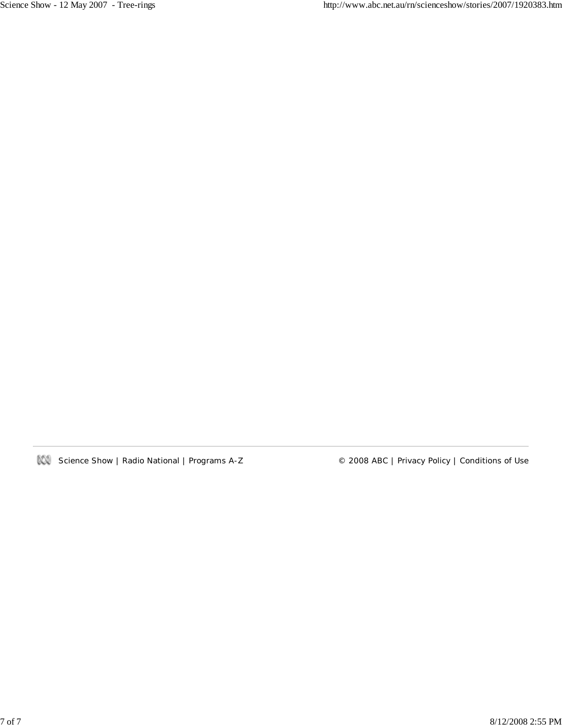Science Show | Radio National | Programs A-Z © 2008 ABC | Privacy Policy | Conditions of Use